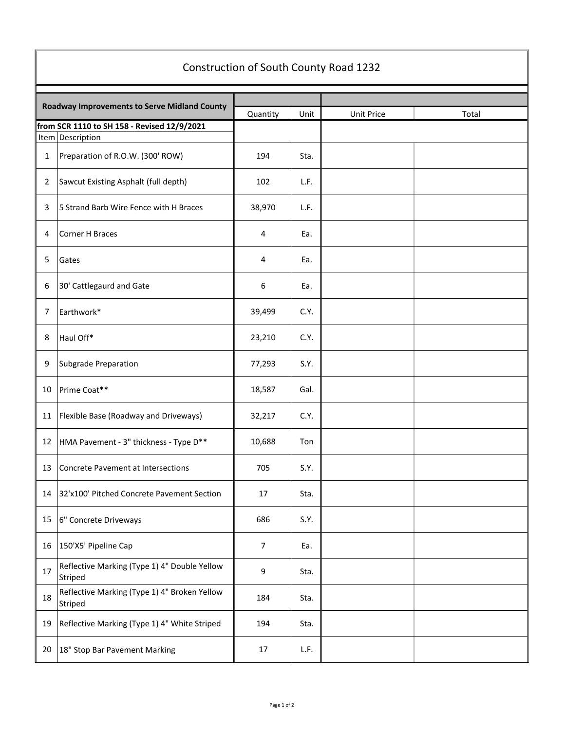# Construction of South County Road 1232

| Roadway Improvements to Serve Midland County | | Quantity | Unit | Unit Price | Total |
|---|---|---|---|---|---|
| **from SCR 1110 to SH 158 - Revised 12/9/2021** | | | | | |
| Item | Description | | | | |
| 1 | Preparation of R.O.W. (300' ROW) | 194 | Sta. | | |
| 2 | Sawcut Existing Asphalt (full depth) | 102 | L.F. | | |
| 3 | 5 Strand Barb Wire Fence with H Braces | 38,970 | L.F. | | |
| 4 | Corner H Braces | 4 | Ea. | | |
| 5 | Gates | 4 | Ea. | | |
| 6 | 30' Cattlegaurd and Gate | 6 | Ea. | | |
| 7 | Earthwork* | 39,499 | C.Y. | | |
| 8 | Haul Off* | 23,210 | C.Y. | | |
| 9 | Subgrade Preparation | 77,293 | S.Y. | | |
| 10 | Prime Coat** | 18,587 | Gal. | | |
| 11 | Flexible Base (Roadway and Driveways) | 32,217 | C.Y. | | |
| 12 | HMA Pavement - 3" thickness - Type D** | 10,688 | Ton | | |
| 13 | Concrete Pavement at Intersections | 705 | S.Y. | | |
| 14 | 32'x100' Pitched Concrete Pavement Section | 17 | Sta. | | |
| 15 | 6" Concrete Driveways | 686 | S.Y. | | |
| 16 | 150'X5' Pipeline Cap | 7 | Ea. | | |
| 17 | Reflective Marking (Type 1) 4" Double Yellow Striped | 9 | Sta. | | |
| 18 | Reflective Marking (Type 1) 4" Broken Yellow Striped | 184 | Sta. | | |
| 19 | Reflective Marking (Type 1) 4" White Striped | 194 | Sta. | | |
| 20 | 18" Stop Bar Pavement Marking | 17 | L.F. | | |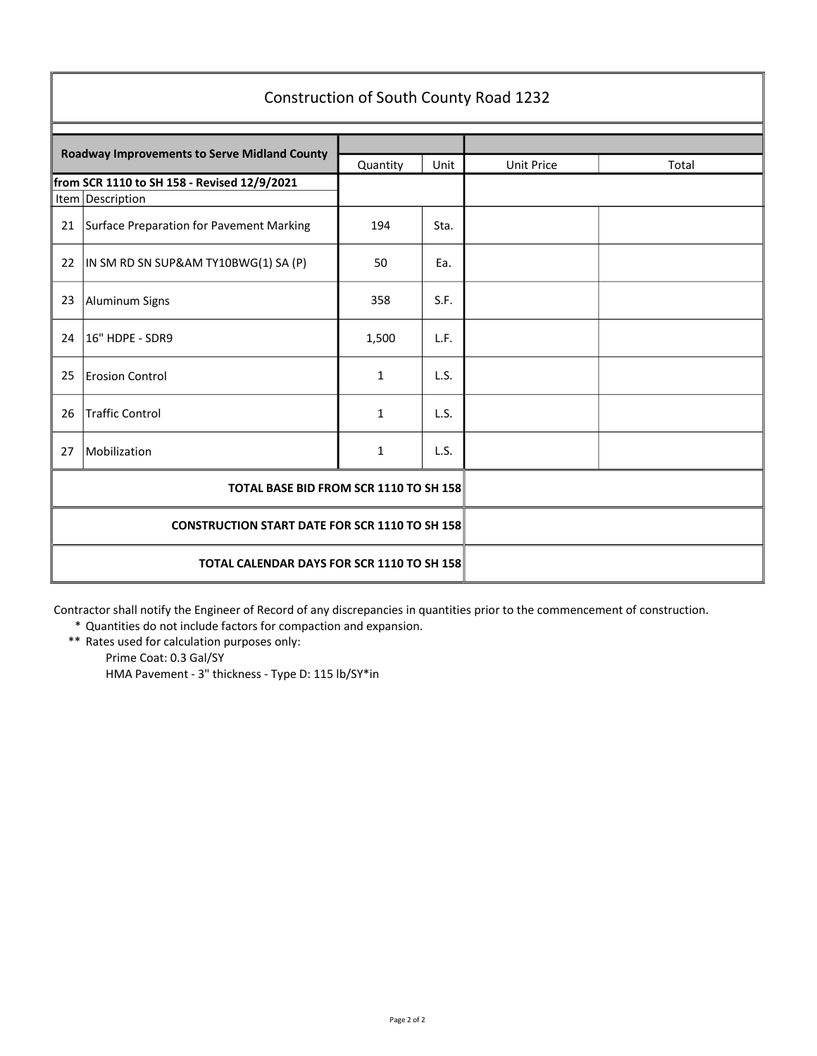# Construction of South County Road 1232

| Roadway Improvements to Serve Midland County | | Quantity | Unit | Unit Price | Total |
|---|---|---|---|---|---|
| **from SCR 1110 to SH 158 - Revised 12/9/2021** | | | | | |
| Item | Description | | | | |
| 21 | Surface Preparation for Pavement Marking | 194 | Sta. | | |
| 22 | IN SM RD SN SUP&AM TY10BWG(1) SA (P) | 50 | Ea. | | |
| 23 | Aluminum Signs | 358 | S.F. | | |
| 24 | 16" HDPE - SDR9 | 1,500 | L.F. | | |
| 25 | Erosion Control | 1 | L.S. | | |
| 26 | Traffic Control | 1 | L.S. | | |
| 27 | Mobilization | 1 | L.S. | | |
| **TOTAL BASE BID FROM SCR 1110 TO SH 158** | | | | | |
| **CONSTRUCTION START DATE FOR SCR 1110 TO SH 158** | | | | | |
| **TOTAL CALENDAR DAYS FOR SCR 1110 TO SH 158** | | | | | |

Contractor shall notify the Engineer of Record of any discrepancies in quantities prior to the commencement of construction.

\* Quantities do not include factors for compaction and expansion.

\** Rates used for calculation purposes only:

Prime Coat: 0.3 Gal/SY

HMA Pavement - 3" thickness - Type D: 115 lb/SY*in